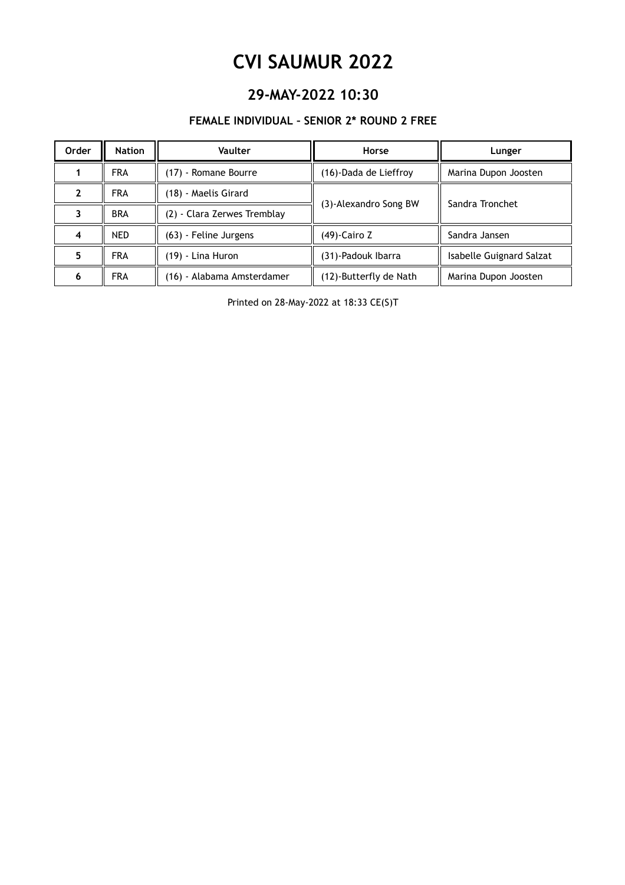# CVI SAUMUR 2022

## 29-MAY-2022 10:30

### FEMALE INDIVIDUAL – SENIOR 2* ROUND 2 FREE

| Order | Nation | Vaulter | Horse | Lunger |
|---|---|---|---|---|
| 1 | FRA | (17) - Romane Bourre | (16)-Dada de Lieffroy | Marina Dupon Joosten |
| 2 | FRA | (18) - Maelis Girard | (3)-Alexandro Song BW | Sandra Tronchet |
| 3 | BRA | (2) - Clara Zerwes Tremblay | | |
| 4 | NED | (63) - Feline Jurgens | (49)-Cairo Z | Sandra Jansen |
| 5 | FRA | (19) - Lina Huron | (31)-Padouk Ibarra | Isabelle Guignard Salzat |
| 6 | FRA | (16) - Alabama Amsterdamer | (12)-Butterfly de Nath | Marina Dupon Joosten |

Printed on 28-May-2022 at 18:33 CE(S)T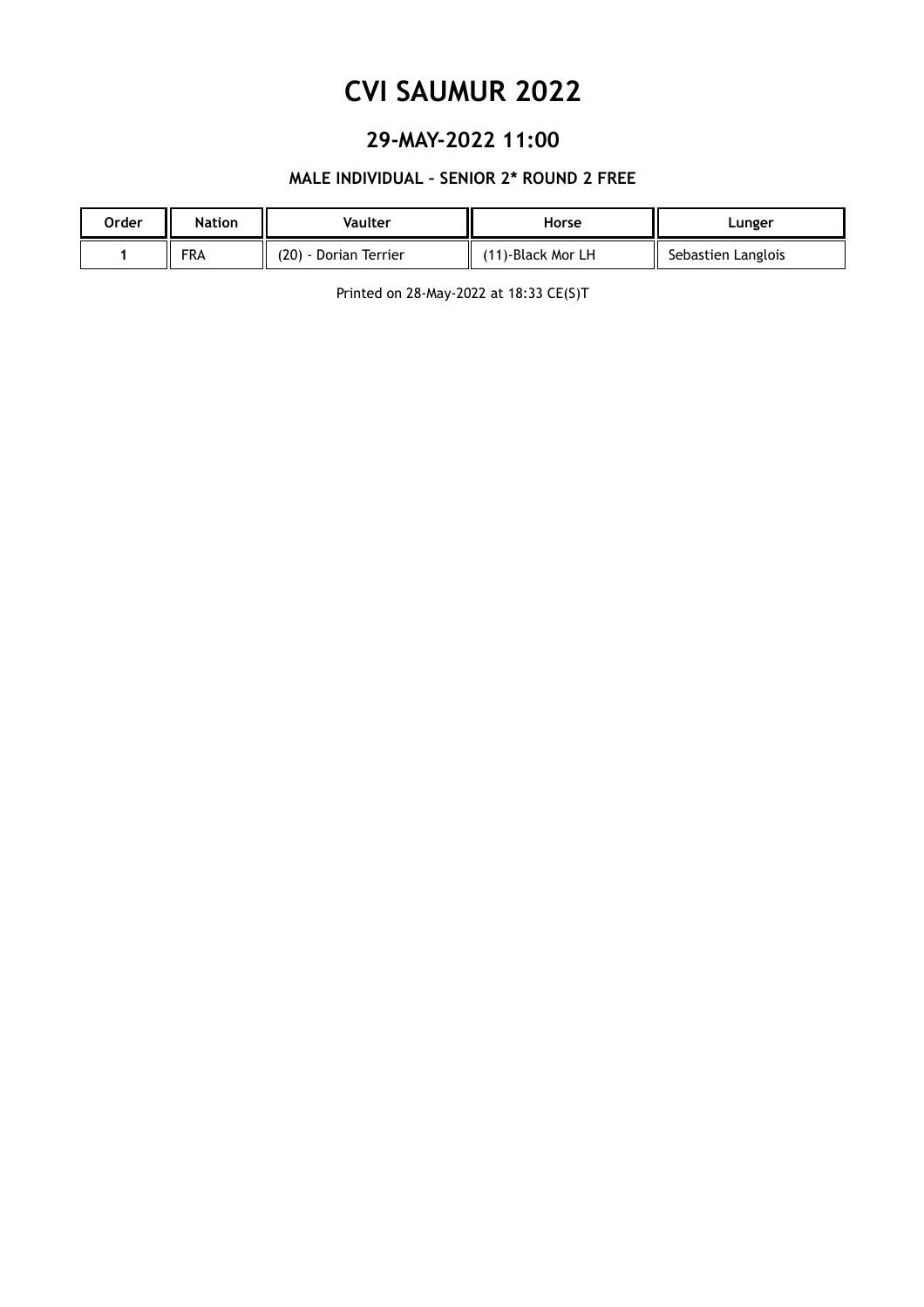# CVI SAUMUR 2022

## 29-MAY-2022 11:00

### MALE INDIVIDUAL – SENIOR 2* ROUND 2 FREE

| Order | Nation | Vaulter | Horse | Lunger |
|---|---|---|---|---|
| 1 | FRA | (20) - Dorian Terrier | (11)-Black Mor LH | Sebastien Langlois |

Printed on 28-May-2022 at 18:33 CE(S)T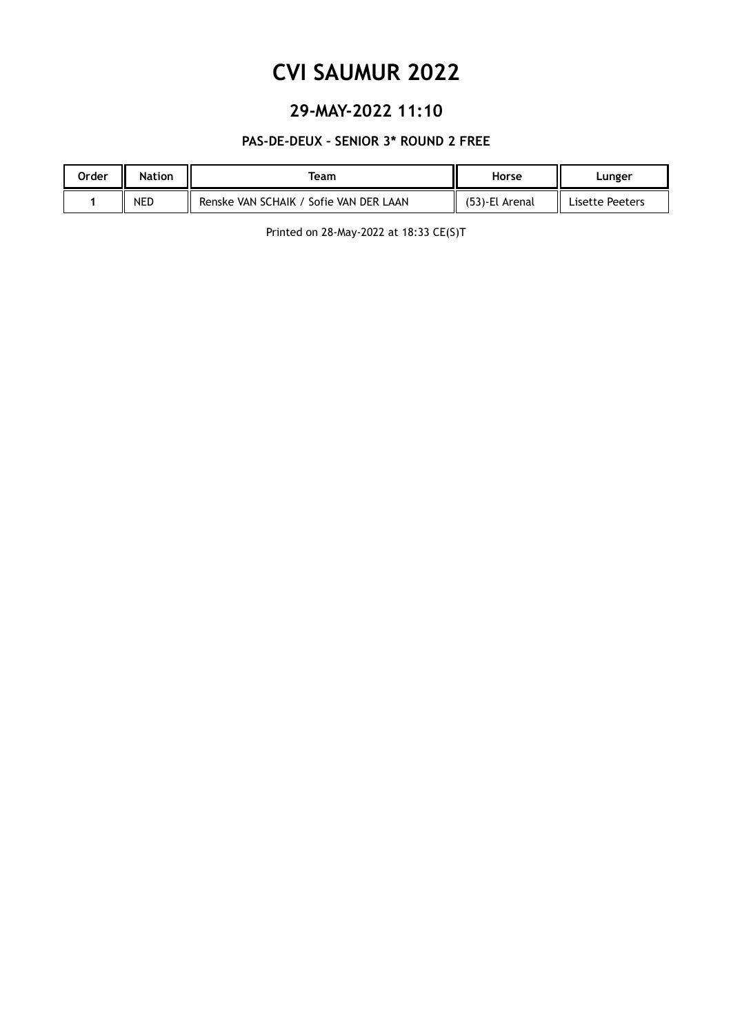# CVI SAUMUR 2022

## 29-MAY-2022 11:10

### PAS-DE-DEUX - SENIOR 3* ROUND 2 FREE

| Order | Nation | Team | Horse | Lunger |
| --- | --- | --- | --- | --- |
| 1 | NED | Renske VAN SCHAIK / Sofie VAN DER LAAN | (53)-El Arenal | Lisette Peeters |

Printed on 28-May-2022 at 18:33 CE(S)T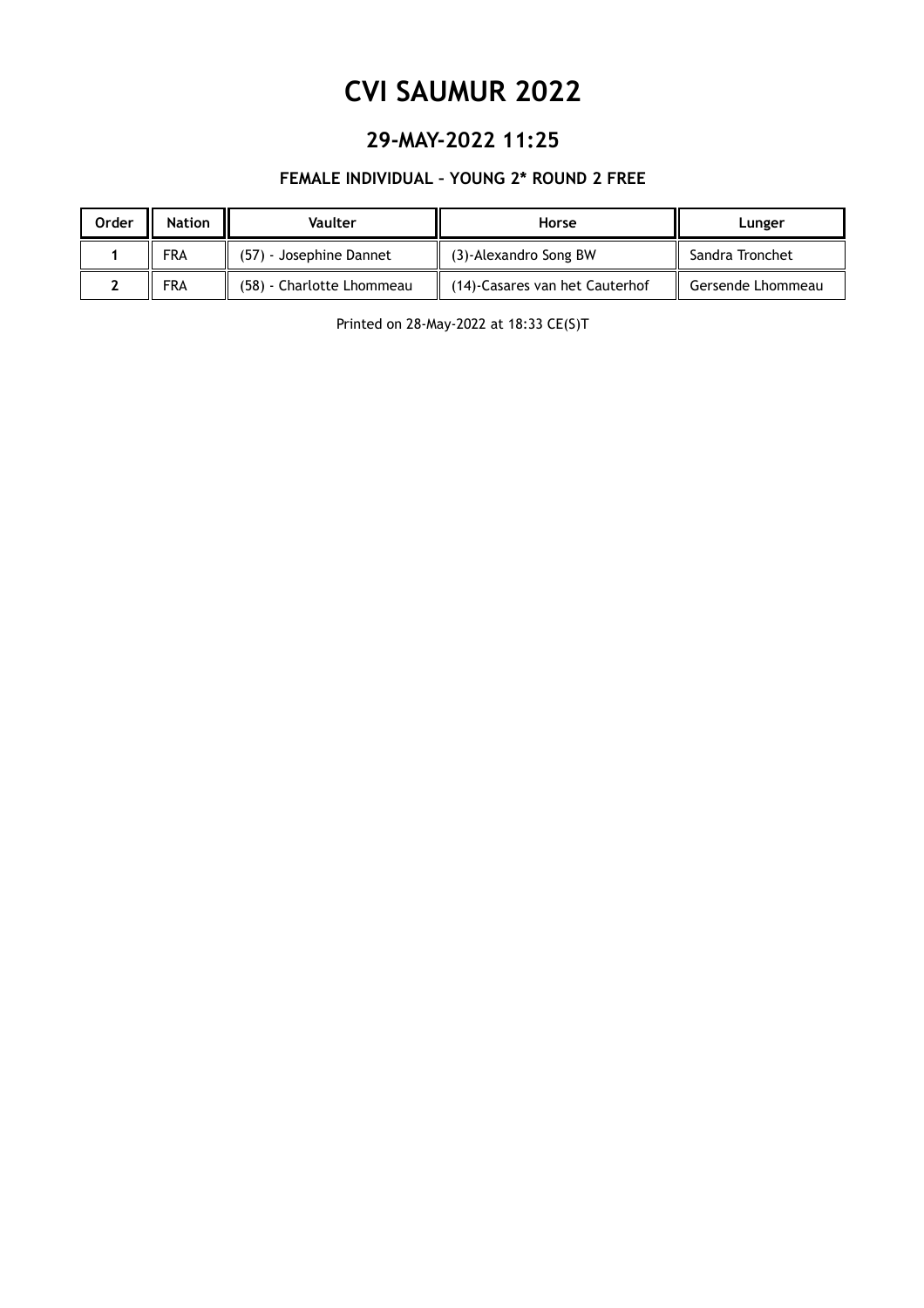# CVI SAUMUR 2022

## 29-MAY-2022 11:25

### FEMALE INDIVIDUAL – YOUNG 2* ROUND 2 FREE

| Order | Nation | Vaulter | Horse | Lunger |
|---|---|---|---|---|
| 1 | FRA | (57) - Josephine Dannet | (3)-Alexandro Song BW | Sandra Tronchet |
| 2 | FRA | (58) - Charlotte Lhommeau | (14)-Casares van het Cauterhof | Gersende Lhommeau |

Printed on 28-May-2022 at 18:33 CE(S)T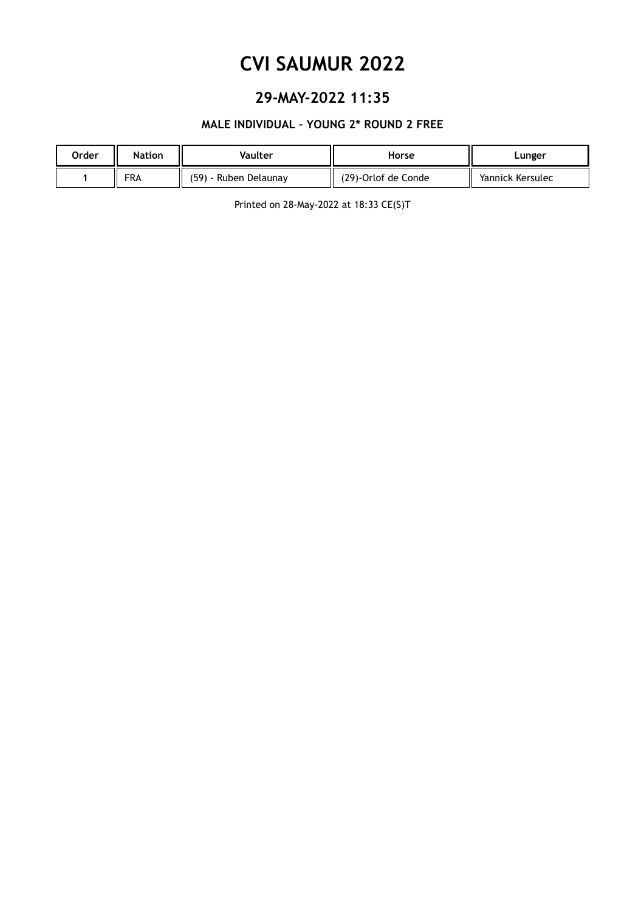# CVI SAUMUR 2022

## 29-MAY-2022 11:35

### MALE INDIVIDUAL – YOUNG 2* ROUND 2 FREE

| Order | Nation | Vaulter | Horse | Lunger |
| --- | --- | --- | --- | --- |
| 1 | FRA | (59) - Ruben Delaunay | (29)-Orlof de Conde | Yannick Kersulec |

Printed on 28-May-2022 at 18:33 CE(S)T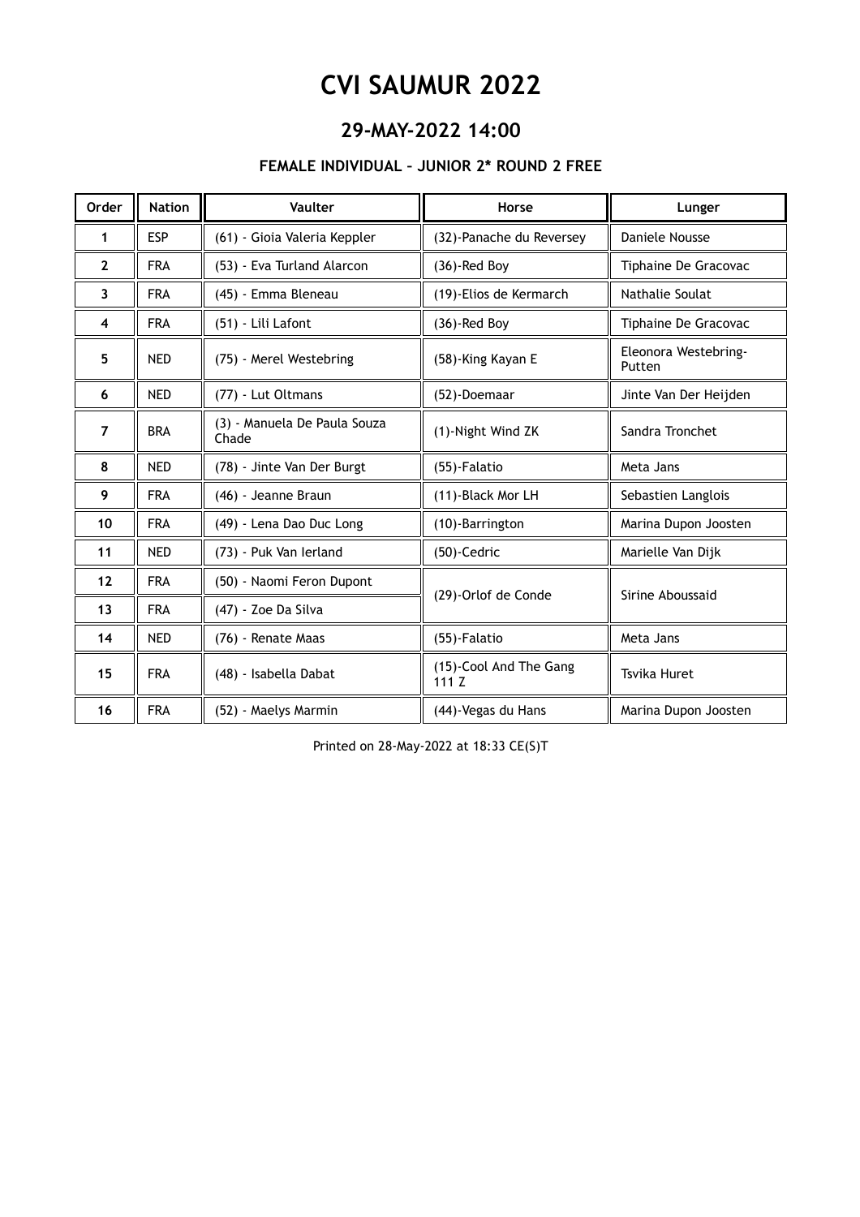# CVI SAUMUR 2022

## 29-MAY-2022 14:00

### FEMALE INDIVIDUAL – JUNIOR 2* ROUND 2 FREE

| Order | Nation | Vaulter | Horse | Lunger |
|---|---|---|---|---|
| 1 | ESP | (61) - Gioia Valeria Keppler | (32)-Panache du Reversey | Daniele Nousse |
| 2 | FRA | (53) - Eva Turland Alarcon | (36)-Red Boy | Tiphaine De Gracovac |
| 3 | FRA | (45) - Emma Bleneau | (19)-Elios de Kermarch | Nathalie Soulat |
| 4 | FRA | (51) - Lili Lafont | (36)-Red Boy | Tiphaine De Gracovac |
| 5 | NED | (75) - Merel Westebring | (58)-King Kayan E | Eleonora Westebring-Putten |
| 6 | NED | (77) - Lut Oltmans | (52)-Doemaar | Jinte Van Der Heijden |
| 7 | BRA | (3) - Manuela De Paula Souza Chade | (1)-Night Wind ZK | Sandra Tronchet |
| 8 | NED | (78) - Jinte Van Der Burgt | (55)-Falatio | Meta Jans |
| 9 | FRA | (46) - Jeanne Braun | (11)-Black Mor LH | Sebastien Langlois |
| 10 | FRA | (49) - Lena Dao Duc Long | (10)-Barrington | Marina Dupon Joosten |
| 11 | NED | (73) - Puk Van Ierland | (50)-Cedric | Marielle Van Dijk |
| 12 | FRA | (50) - Naomi Feron Dupont | (29)-Orlof de Conde | Sirine Aboussaid |
| 13 | FRA | (47) - Zoe Da Silva | | |
| 14 | NED | (76) - Renate Maas | (55)-Falatio | Meta Jans |
| 15 | FRA | (48) - Isabella Dabat | (15)-Cool And The Gang 111 Z | Tsvika Huret |
| 16 | FRA | (52) - Maelys Marmin | (44)-Vegas du Hans | Marina Dupon Joosten |

Printed on 28-May-2022 at 18:33 CE(S)T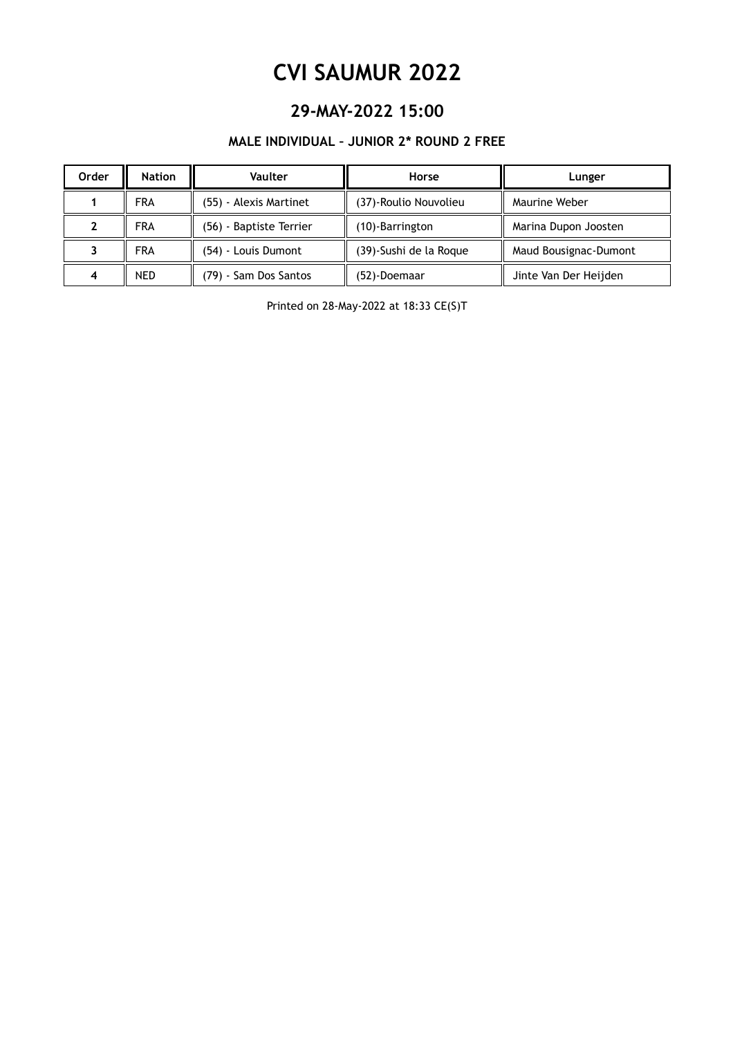# CVI SAUMUR 2022

## 29-MAY-2022 15:00

### MALE INDIVIDUAL – JUNIOR 2* ROUND 2 FREE

| Order | Nation | Vaulter | Horse | Lunger |
|---|---|---|---|---|
| 1 | FRA | (55) - Alexis Martinet | (37)-Roulio Nouvolieu | Maurine Weber |
| 2 | FRA | (56) - Baptiste Terrier | (10)-Barrington | Marina Dupon Joosten |
| 3 | FRA | (54) - Louis Dumont | (39)-Sushi de la Roque | Maud Bousignac-Dumont |
| 4 | NED | (79) - Sam Dos Santos | (52)-Doemaar | Jinte Van Der Heijden |

Printed on 28-May-2022 at 18:33 CE(S)T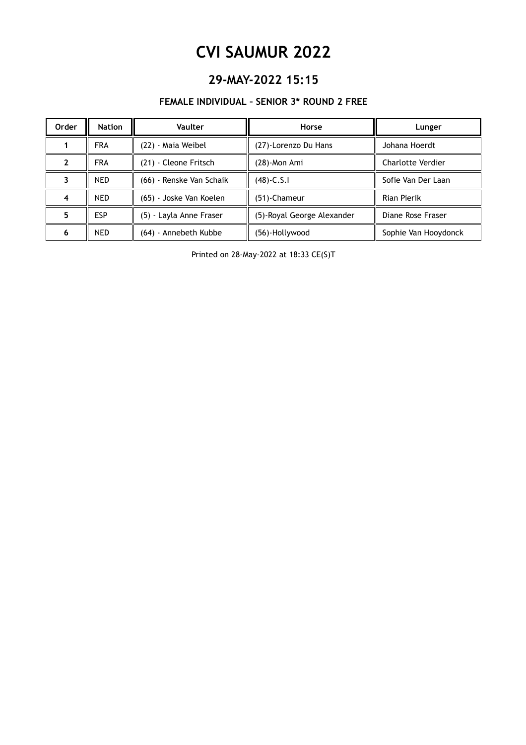# CVI SAUMUR 2022

## 29-MAY-2022 15:15

### FEMALE INDIVIDUAL – SENIOR 3* ROUND 2 FREE

| Order | Nation | Vaulter | Horse | Lunger |
|---|---|---|---|---|
| 1 | FRA | (22) - Maia Weibel | (27)-Lorenzo Du Hans | Johana Hoerdt |
| 2 | FRA | (21) - Cleone Fritsch | (28)-Mon Ami | Charlotte Verdier |
| 3 | NED | (66) - Renske Van Schaik | (48)-C.S.I | Sofie Van Der Laan |
| 4 | NED | (65) - Joske Van Koelen | (51)-Chameur | Rian Pierik |
| 5 | ESP | (5) - Layla Anne Fraser | (5)-Royal George Alexander | Diane Rose Fraser |
| 6 | NED | (64) - Annebeth Kubbe | (56)-Hollywood | Sophie Van Hooydonck |

Printed on 28-May-2022 at 18:33 CE(S)T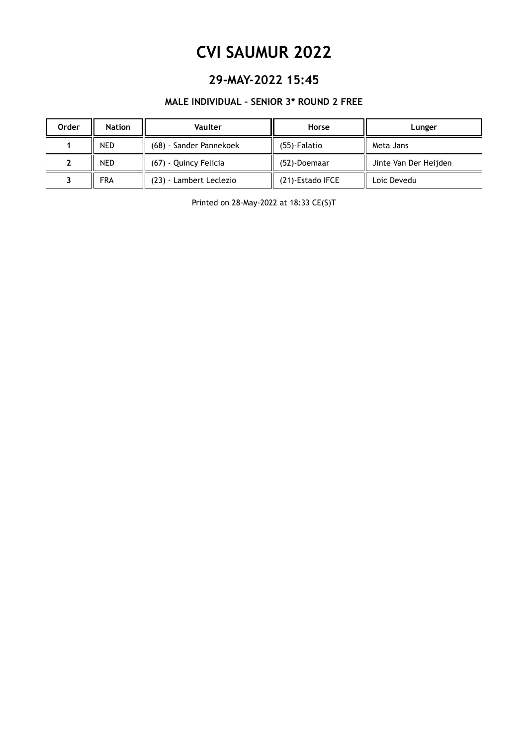# CVI SAUMUR 2022

## 29-MAY-2022 15:45

### MALE INDIVIDUAL – SENIOR 3* ROUND 2 FREE

| Order | Nation | Vaulter | Horse | Lunger |
|---|---|---|---|---|
| 1 | NED | (68) - Sander Pannekoek | (55)-Falatio | Meta Jans |
| 2 | NED | (67) - Quincy Felicia | (52)-Doemaar | Jinte Van Der Heijden |
| 3 | FRA | (23) - Lambert Leclezio | (21)-Estado IFCE | Loic Devedu |

Printed on 28-May-2022 at 18:33 CE(S)T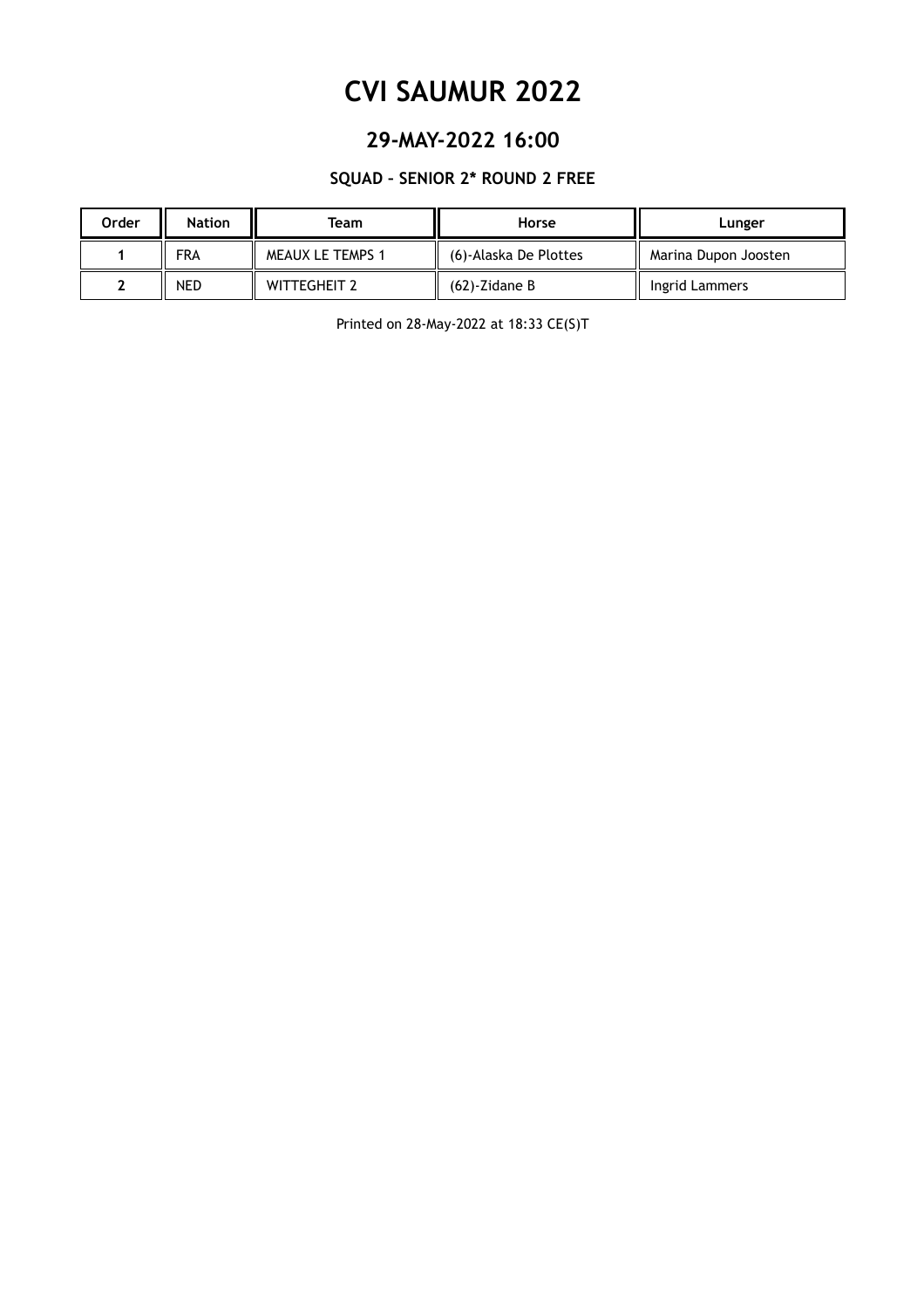# CVI SAUMUR 2022

## 29-MAY-2022 16:00

### SQUAD - SENIOR 2* ROUND 2 FREE

| Order | Nation | Team | Horse | Lunger |
|---|---|---|---|---|
| 1 | FRA | MEAUX LE TEMPS 1 | (6)-Alaska De Plottes | Marina Dupon Joosten |
| 2 | NED | WITTEGHEIT 2 | (62)-Zidane B | Ingrid Lammers |

Printed on 28-May-2022 at 18:33 CE(S)T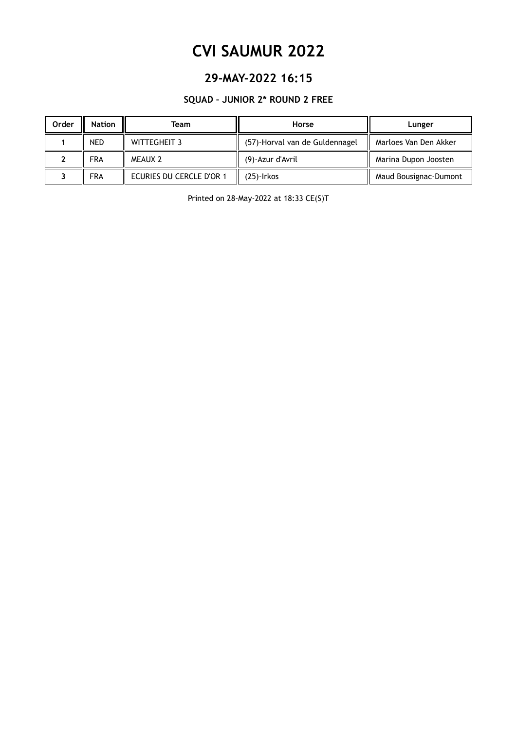# CVI SAUMUR 2022

## 29-MAY-2022 16:15

### SQUAD – JUNIOR 2* ROUND 2 FREE

| Order | Nation | Team | Horse | Lunger |
|---|---|---|---|---|
| 1 | NED | WITTEGHEIT 3 | (57)-Horval van de Guldennagel | Marloes Van Den Akker |
| 2 | FRA | MEAUX 2 | (9)-Azur d'Avril | Marina Dupon Joosten |
| 3 | FRA | ECURIES DU CERCLE D'OR 1 | (25)-Irkos | Maud Bousignac-Dumont |

Printed on 28-May-2022 at 18:33 CE(S)T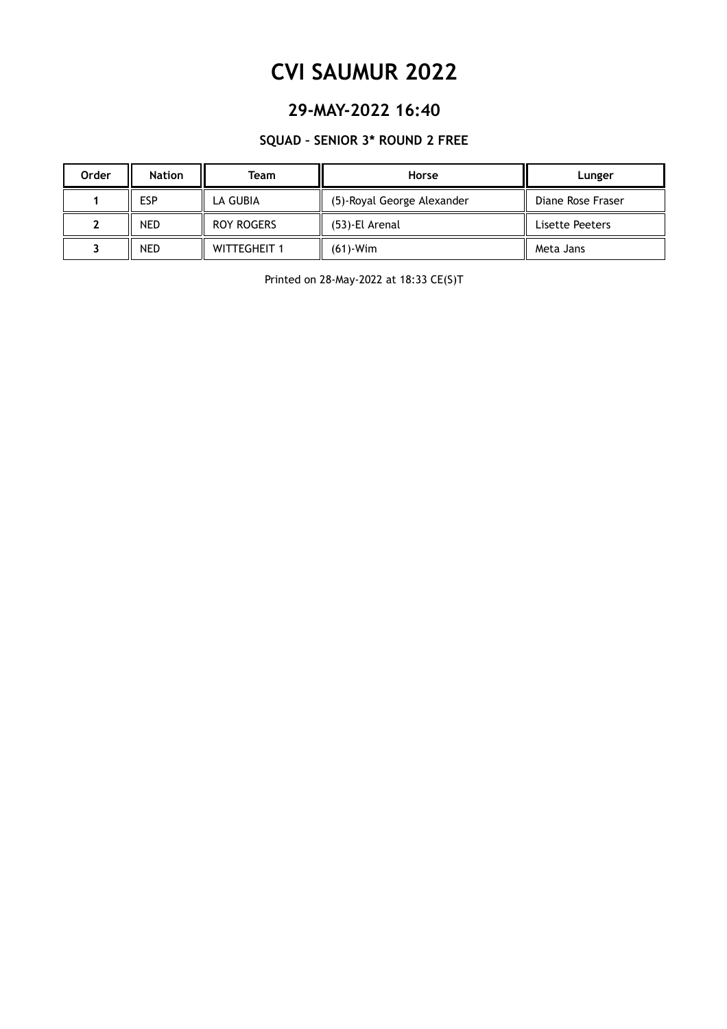# CVI SAUMUR 2022

## 29-MAY-2022 16:40

### SQUAD – SENIOR 3* ROUND 2 FREE

| Order | Nation | Team | Horse | Lunger |
|---|---|---|---|---|
| 1 | ESP | LA GUBIA | (5)-Royal George Alexander | Diane Rose Fraser |
| 2 | NED | ROY ROGERS | (53)-El Arenal | Lisette Peeters |
| 3 | NED | WITTEGHEIT 1 | (61)-Wim | Meta Jans |

Printed on 28-May-2022 at 18:33 CE(S)T